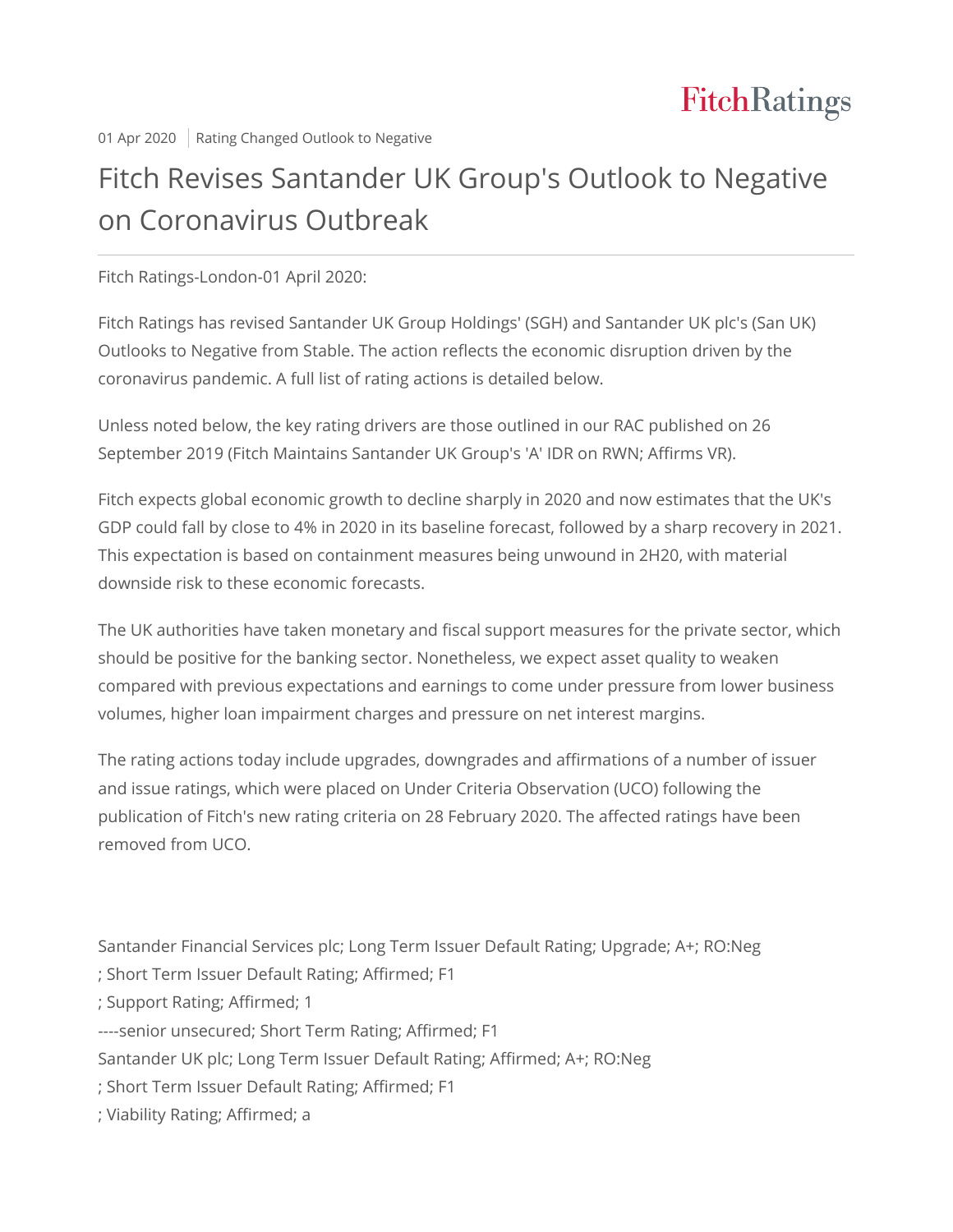FitchRatings

01 Apr 2020 | Rating Changed Outlook to Negative

# Fitch Revises Santander UK Group's Outlook to Negative on Coronavirus Outbreak

Fitch Ratings-London-01 April 2020:

Fitch Ratings has revised Santander UK Group Holdings' (SGH) and Santander UK plc's (San UK) Outlooks to Negative from Stable. The action reflects the economic disruption driven by the coronavirus pandemic. A full list of rating actions is detailed below.

Unless noted below, the key rating drivers are those outlined in our RAC published on 26 September 2019 (Fitch Maintains Santander UK Group's 'A' IDR on RWN; Affirms VR).

Fitch expects global economic growth to decline sharply in 2020 and now estimates that the UK's GDP could fall by close to 4% in 2020 in its baseline forecast, followed by a sharp recovery in 2021. This expectation is based on containment measures being unwound in 2H20, with material downside risk to these economic forecasts.

The UK authorities have taken monetary and fiscal support measures for the private sector, which should be positive for the banking sector. Nonetheless, we expect asset quality to weaken compared with previous expectations and earnings to come under pressure from lower business volumes, higher loan impairment charges and pressure on net interest margins.

The rating actions today include upgrades, downgrades and affirmations of a number of issuer and issue ratings, which were placed on Under Criteria Observation (UCO) following the publication of Fitch's new rating criteria on 28 February 2020. The affected ratings have been removed from UCO.

Santander Financial Services plc; Long Term Issuer Default Rating; Upgrade; A+; RO:Neg
; Short Term Issuer Default Rating; Affirmed; F1
; Support Rating; Affirmed; 1
----senior unsecured; Short Term Rating; Affirmed; F1
Santander UK plc; Long Term Issuer Default Rating; Affirmed; A+; RO:Neg
; Short Term Issuer Default Rating; Affirmed; F1
; Viability Rating; Affirmed; a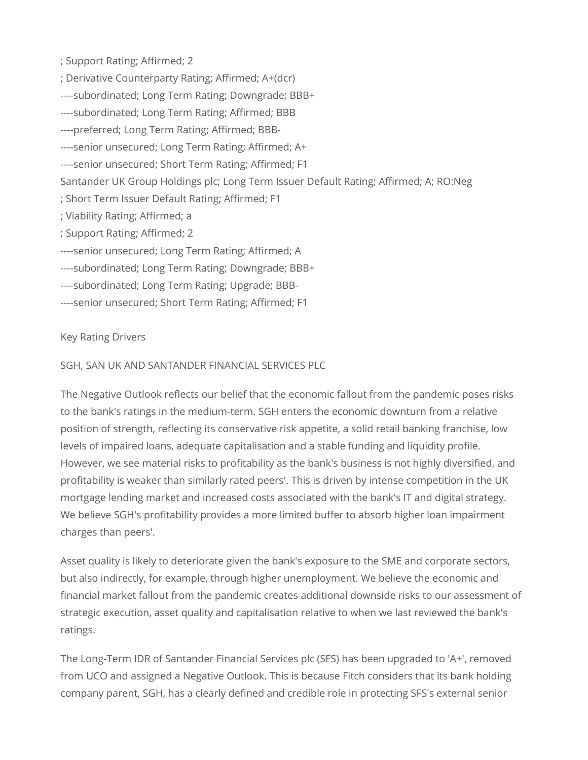; Support Rating; Affirmed; 2

; Derivative Counterparty Rating; Affirmed; A+(dcr)

----subordinated; Long Term Rating; Downgrade; BBB+

----subordinated; Long Term Rating; Affirmed; BBB

----preferred; Long Term Rating; Affirmed; BBB-

----senior unsecured; Long Term Rating; Affirmed; A+

----senior unsecured; Short Term Rating; Affirmed; F1

Santander UK Group Holdings plc; Long Term Issuer Default Rating; Affirmed; A; RO:Neg

; Short Term Issuer Default Rating; Affirmed; F1

; Viability Rating; Affirmed; a

; Support Rating; Affirmed; 2

----senior unsecured; Long Term Rating; Affirmed; A

----subordinated; Long Term Rating; Downgrade; BBB+

----subordinated; Long Term Rating; Upgrade; BBB-

----senior unsecured; Short Term Rating; Affirmed; F1

Key Rating Drivers

SGH, SAN UK AND SANTANDER FINANCIAL SERVICES PLC

The Negative Outlook reflects our belief that the economic fallout from the pandemic poses risks to the bank's ratings in the medium-term. SGH enters the economic downturn from a relative position of strength, reflecting its conservative risk appetite, a solid retail banking franchise, low levels of impaired loans, adequate capitalisation and a stable funding and liquidity profile. However, we see material risks to profitability as the bank's business is not highly diversified, and profitability is weaker than similarly rated peers'. This is driven by intense competition in the UK mortgage lending market and increased costs associated with the bank's IT and digital strategy. We believe SGH's profitability provides a more limited buffer to absorb higher loan impairment charges than peers'.

Asset quality is likely to deteriorate given the bank's exposure to the SME and corporate sectors, but also indirectly, for example, through higher unemployment. We believe the economic and financial market fallout from the pandemic creates additional downside risks to our assessment of strategic execution, asset quality and capitalisation relative to when we last reviewed the bank's ratings.

The Long-Term IDR of Santander Financial Services plc (SFS) has been upgraded to 'A+', removed from UCO and assigned a Negative Outlook. This is because Fitch considers that its bank holding company parent, SGH, has a clearly defined and credible role in protecting SFS's external senior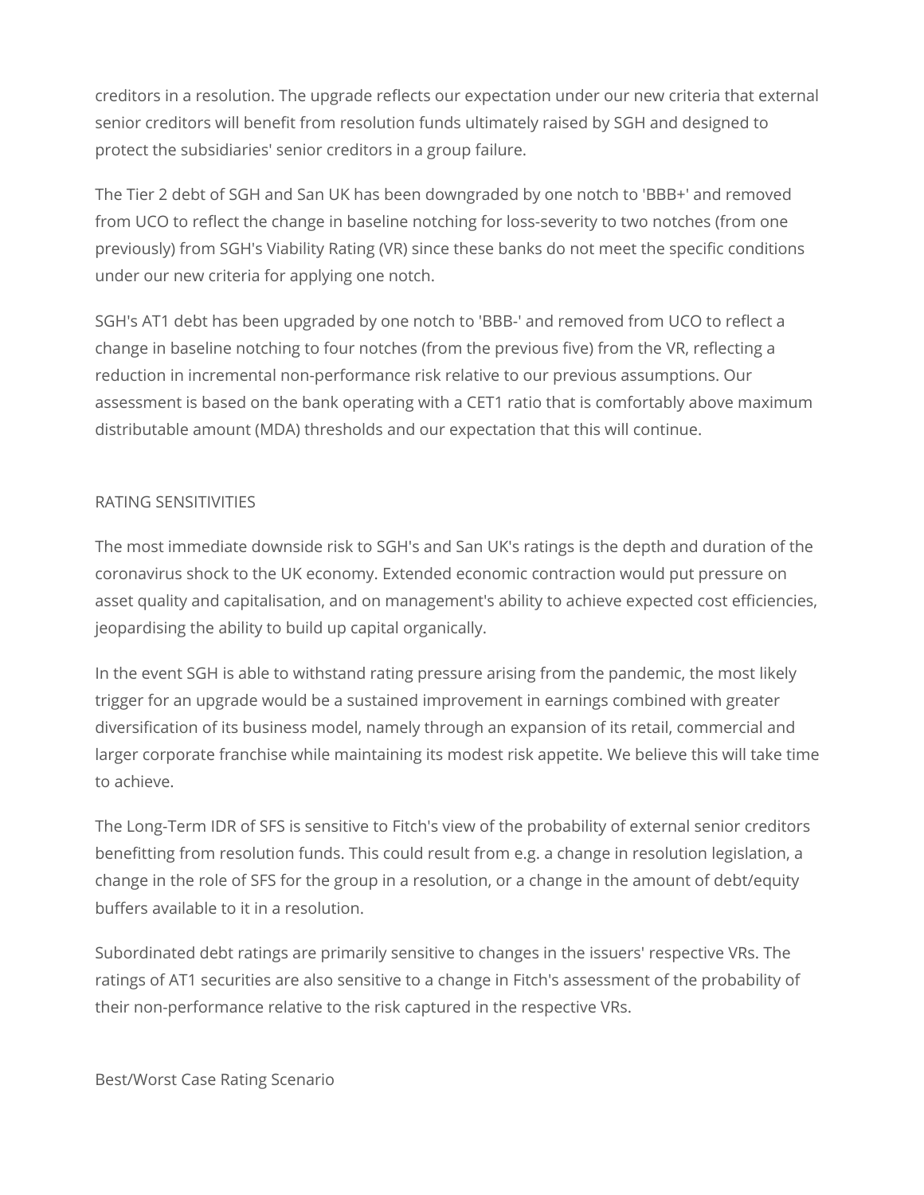creditors in a resolution. The upgrade reflects our expectation under our new criteria that external senior creditors will benefit from resolution funds ultimately raised by SGH and designed to protect the subsidiaries' senior creditors in a group failure.

The Tier 2 debt of SGH and San UK has been downgraded by one notch to 'BBB+' and removed from UCO to reflect the change in baseline notching for loss-severity to two notches (from one previously) from SGH's Viability Rating (VR) since these banks do not meet the specific conditions under our new criteria for applying one notch.

SGH's AT1 debt has been upgraded by one notch to 'BBB-' and removed from UCO to reflect a change in baseline notching to four notches (from the previous five) from the VR, reflecting a reduction in incremental non-performance risk relative to our previous assumptions. Our assessment is based on the bank operating with a CET1 ratio that is comfortably above maximum distributable amount (MDA) thresholds and our expectation that this will continue.

## RATING SENSITIVITIES

The most immediate downside risk to SGH's and San UK's ratings is the depth and duration of the coronavirus shock to the UK economy. Extended economic contraction would put pressure on asset quality and capitalisation, and on management's ability to achieve expected cost efficiencies, jeopardising the ability to build up capital organically.

In the event SGH is able to withstand rating pressure arising from the pandemic, the most likely trigger for an upgrade would be a sustained improvement in earnings combined with greater diversification of its business model, namely through an expansion of its retail, commercial and larger corporate franchise while maintaining its modest risk appetite. We believe this will take time to achieve.

The Long-Term IDR of SFS is sensitive to Fitch's view of the probability of external senior creditors benefitting from resolution funds. This could result from e.g. a change in resolution legislation, a change in the role of SFS for the group in a resolution, or a change in the amount of debt/equity buffers available to it in a resolution.

Subordinated debt ratings are primarily sensitive to changes in the issuers' respective VRs. The ratings of AT1 securities are also sensitive to a change in Fitch's assessment of the probability of their non-performance relative to the risk captured in the respective VRs.

### Best/Worst Case Rating Scenario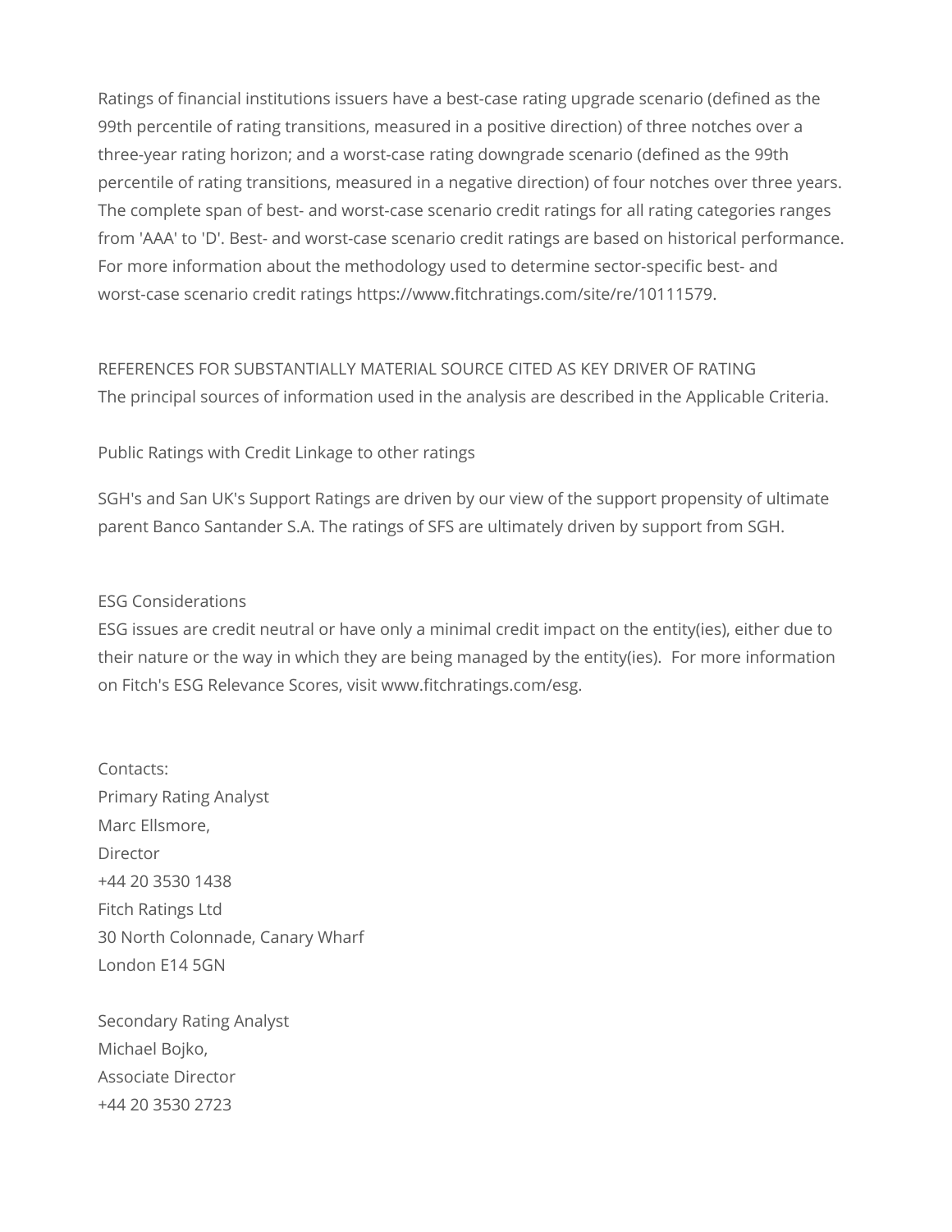Ratings of financial institutions issuers have a best-case rating upgrade scenario (defined as the 99th percentile of rating transitions, measured in a positive direction) of three notches over a three-year rating horizon; and a worst-case rating downgrade scenario (defined as the 99th percentile of rating transitions, measured in a negative direction) of four notches over three years. The complete span of best- and worst-case scenario credit ratings for all rating categories ranges from 'AAA' to 'D'. Best- and worst-case scenario credit ratings are based on historical performance. For more information about the methodology used to determine sector-specific best- and worst-case scenario credit ratings https://www.fitchratings.com/site/re/10111579.

REFERENCES FOR SUBSTANTIALLY MATERIAL SOURCE CITED AS KEY DRIVER OF RATING
The principal sources of information used in the analysis are described in the Applicable Criteria.

Public Ratings with Credit Linkage to other ratings

SGH's and San UK's Support Ratings are driven by our view of the support propensity of ultimate parent Banco Santander S.A. The ratings of SFS are ultimately driven by support from SGH.

ESG Considerations
ESG issues are credit neutral or have only a minimal credit impact on the entity(ies), either due to their nature or the way in which they are being managed by the entity(ies). For more information on Fitch's ESG Relevance Scores, visit www.fitchratings.com/esg.

Contacts:
Primary Rating Analyst
Marc Ellsmore,
Director
+44 20 3530 1438
Fitch Ratings Ltd
30 North Colonnade, Canary Wharf
London E14 5GN

Secondary Rating Analyst
Michael Bojko,
Associate Director
+44 20 3530 2723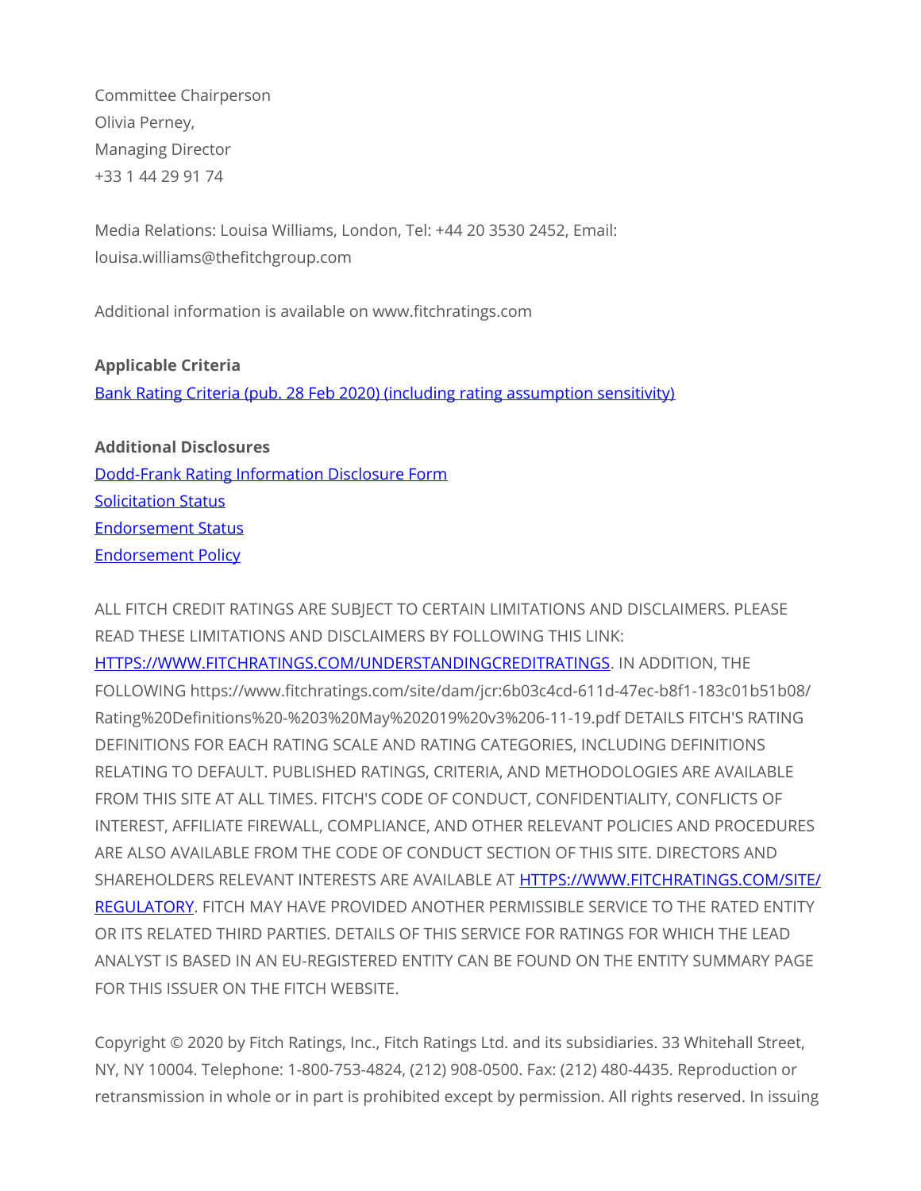Committee Chairperson
Olivia Perney,
Managing Director
+33 1 44 29 91 74

Media Relations: Louisa Williams, London, Tel: +44 20 3530 2452, Email: louisa.williams@thefitchgroup.com

Additional information is available on www.fitchratings.com

**Applicable Criteria**

Bank Rating Criteria (pub. 28 Feb 2020) (including rating assumption sensitivity)

**Additional Disclosures**

Dodd-Frank Rating Information Disclosure Form
Solicitation Status
Endorsement Status
Endorsement Policy

ALL FITCH CREDIT RATINGS ARE SUBJECT TO CERTAIN LIMITATIONS AND DISCLAIMERS. PLEASE READ THESE LIMITATIONS AND DISCLAIMERS BY FOLLOWING THIS LINK: HTTPS://WWW.FITCHRATINGS.COM/UNDERSTANDINGCREDITRATINGS. IN ADDITION, THE FOLLOWING https://www.fitchratings.com/site/dam/jcr:6b03c4cd-611d-47ec-b8f1-183c01b51b08/Rating%20Definitions%20-%203%20May%202019%20v3%206-11-19.pdf DETAILS FITCH'S RATING DEFINITIONS FOR EACH RATING SCALE AND RATING CATEGORIES, INCLUDING DEFINITIONS RELATING TO DEFAULT. PUBLISHED RATINGS, CRITERIA, AND METHODOLOGIES ARE AVAILABLE FROM THIS SITE AT ALL TIMES. FITCH'S CODE OF CONDUCT, CONFIDENTIALITY, CONFLICTS OF INTEREST, AFFILIATE FIREWALL, COMPLIANCE, AND OTHER RELEVANT POLICIES AND PROCEDURES ARE ALSO AVAILABLE FROM THE CODE OF CONDUCT SECTION OF THIS SITE. DIRECTORS AND SHAREHOLDERS RELEVANT INTERESTS ARE AVAILABLE AT HTTPS://WWW.FITCHRATINGS.COM/SITE/REGULATORY. FITCH MAY HAVE PROVIDED ANOTHER PERMISSIBLE SERVICE TO THE RATED ENTITY OR ITS RELATED THIRD PARTIES. DETAILS OF THIS SERVICE FOR RATINGS FOR WHICH THE LEAD ANALYST IS BASED IN AN EU-REGISTERED ENTITY CAN BE FOUND ON THE ENTITY SUMMARY PAGE FOR THIS ISSUER ON THE FITCH WEBSITE.

Copyright © 2020 by Fitch Ratings, Inc., Fitch Ratings Ltd. and its subsidiaries. 33 Whitehall Street, NY, NY 10004. Telephone: 1-800-753-4824, (212) 908-0500. Fax: (212) 480-4435. Reproduction or retransmission in whole or in part is prohibited except by permission. All rights reserved. In issuing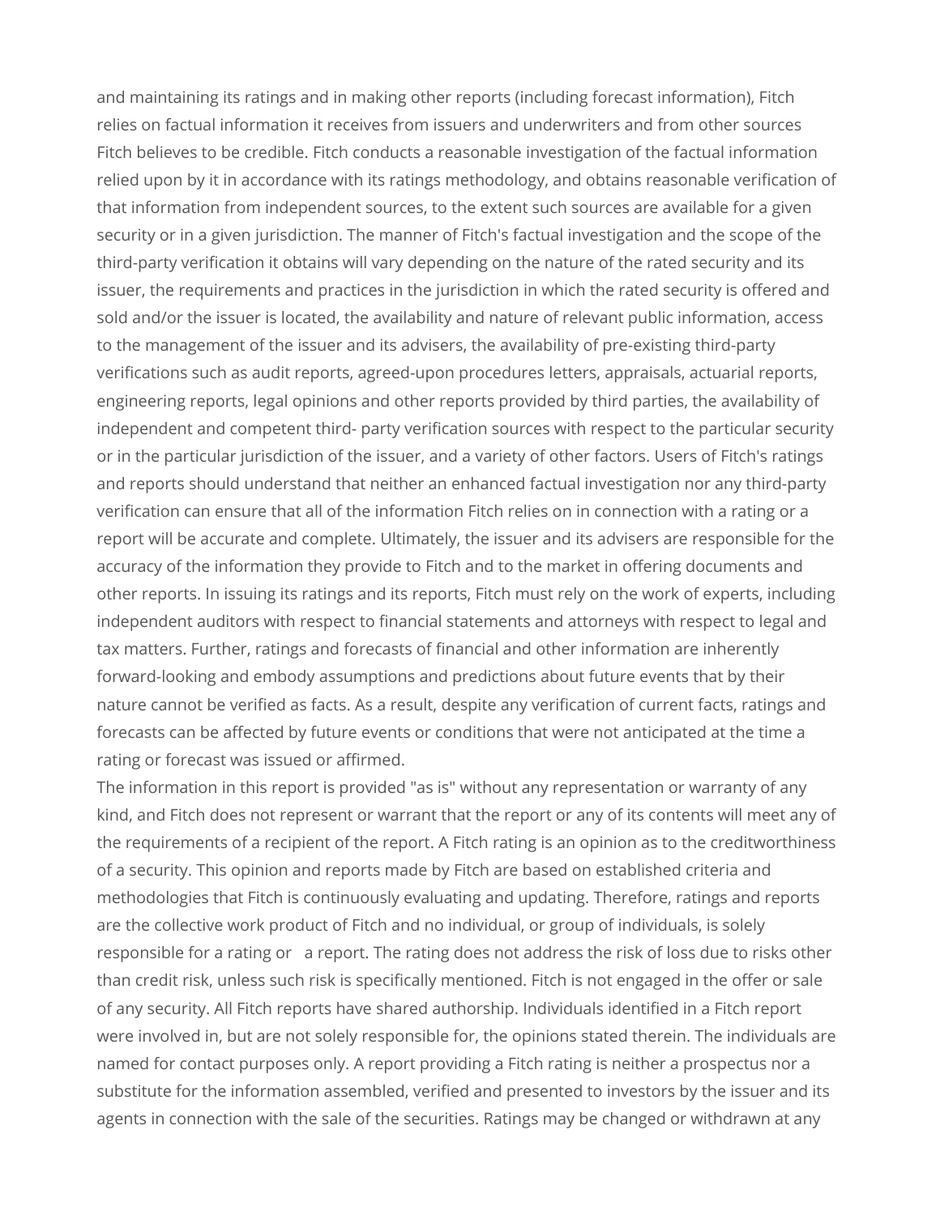and maintaining its ratings and in making other reports (including forecast information), Fitch relies on factual information it receives from issuers and underwriters and from other sources Fitch believes to be credible. Fitch conducts a reasonable investigation of the factual information relied upon by it in accordance with its ratings methodology, and obtains reasonable verification of that information from independent sources, to the extent such sources are available for a given security or in a given jurisdiction. The manner of Fitch's factual investigation and the scope of the third-party verification it obtains will vary depending on the nature of the rated security and its issuer, the requirements and practices in the jurisdiction in which the rated security is offered and sold and/or the issuer is located, the availability and nature of relevant public information, access to the management of the issuer and its advisers, the availability of pre-existing third-party verifications such as audit reports, agreed-upon procedures letters, appraisals, actuarial reports, engineering reports, legal opinions and other reports provided by third parties, the availability of independent and competent third- party verification sources with respect to the particular security or in the particular jurisdiction of the issuer, and a variety of other factors. Users of Fitch's ratings and reports should understand that neither an enhanced factual investigation nor any third-party verification can ensure that all of the information Fitch relies on in connection with a rating or a report will be accurate and complete. Ultimately, the issuer and its advisers are responsible for the accuracy of the information they provide to Fitch and to the market in offering documents and other reports. In issuing its ratings and its reports, Fitch must rely on the work of experts, including independent auditors with respect to financial statements and attorneys with respect to legal and tax matters. Further, ratings and forecasts of financial and other information are inherently forward-looking and embody assumptions and predictions about future events that by their nature cannot be verified as facts. As a result, despite any verification of current facts, ratings and forecasts can be affected by future events or conditions that were not anticipated at the time a rating or forecast was issued or affirmed.

The information in this report is provided "as is" without any representation or warranty of any kind, and Fitch does not represent or warrant that the report or any of its contents will meet any of the requirements of a recipient of the report. A Fitch rating is an opinion as to the creditworthiness of a security. This opinion and reports made by Fitch are based on established criteria and methodologies that Fitch is continuously evaluating and updating. Therefore, ratings and reports are the collective work product of Fitch and no individual, or group of individuals, is solely responsible for a rating or a report. The rating does not address the risk of loss due to risks other than credit risk, unless such risk is specifically mentioned. Fitch is not engaged in the offer or sale of any security. All Fitch reports have shared authorship. Individuals identified in a Fitch report were involved in, but are not solely responsible for, the opinions stated therein. The individuals are named for contact purposes only. A report providing a Fitch rating is neither a prospectus nor a substitute for the information assembled, verified and presented to investors by the issuer and its agents in connection with the sale of the securities. Ratings may be changed or withdrawn at any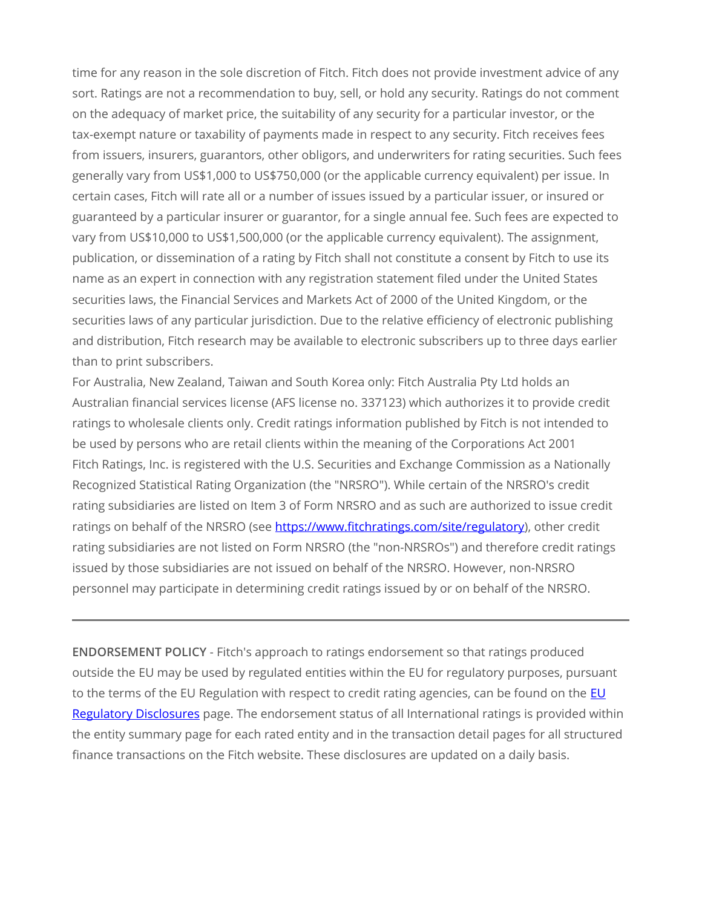time for any reason in the sole discretion of Fitch. Fitch does not provide investment advice of any sort. Ratings are not a recommendation to buy, sell, or hold any security. Ratings do not comment on the adequacy of market price, the suitability of any security for a particular investor, or the tax-exempt nature or taxability of payments made in respect to any security. Fitch receives fees from issuers, insurers, guarantors, other obligors, and underwriters for rating securities. Such fees generally vary from US$1,000 to US$750,000 (or the applicable currency equivalent) per issue. In certain cases, Fitch will rate all or a number of issues issued by a particular issuer, or insured or guaranteed by a particular insurer or guarantor, for a single annual fee. Such fees are expected to vary from US$10,000 to US$1,500,000 (or the applicable currency equivalent). The assignment, publication, or dissemination of a rating by Fitch shall not constitute a consent by Fitch to use its name as an expert in connection with any registration statement filed under the United States securities laws, the Financial Services and Markets Act of 2000 of the United Kingdom, or the securities laws of any particular jurisdiction. Due to the relative efficiency of electronic publishing and distribution, Fitch research may be available to electronic subscribers up to three days earlier than to print subscribers.

For Australia, New Zealand, Taiwan and South Korea only: Fitch Australia Pty Ltd holds an Australian financial services license (AFS license no. 337123) which authorizes it to provide credit ratings to wholesale clients only. Credit ratings information published by Fitch is not intended to be used by persons who are retail clients within the meaning of the Corporations Act 2001

Fitch Ratings, Inc. is registered with the U.S. Securities and Exchange Commission as a Nationally Recognized Statistical Rating Organization (the "NRSRO"). While certain of the NRSRO's credit rating subsidiaries are listed on Item 3 of Form NRSRO and as such are authorized to issue credit ratings on behalf of the NRSRO (see https://www.fitchratings.com/site/regulatory), other credit rating subsidiaries are not listed on Form NRSRO (the "non-NRSROs") and therefore credit ratings issued by those subsidiaries are not issued on behalf of the NRSRO. However, non-NRSRO personnel may participate in determining credit ratings issued by or on behalf of the NRSRO.

---

**ENDORSEMENT POLICY** - Fitch's approach to ratings endorsement so that ratings produced outside the EU may be used by regulated entities within the EU for regulatory purposes, pursuant to the terms of the EU Regulation with respect to credit rating agencies, can be found on the EU Regulatory Disclosures page. The endorsement status of all International ratings is provided within the entity summary page for each rated entity and in the transaction detail pages for all structured finance transactions on the Fitch website. These disclosures are updated on a daily basis.